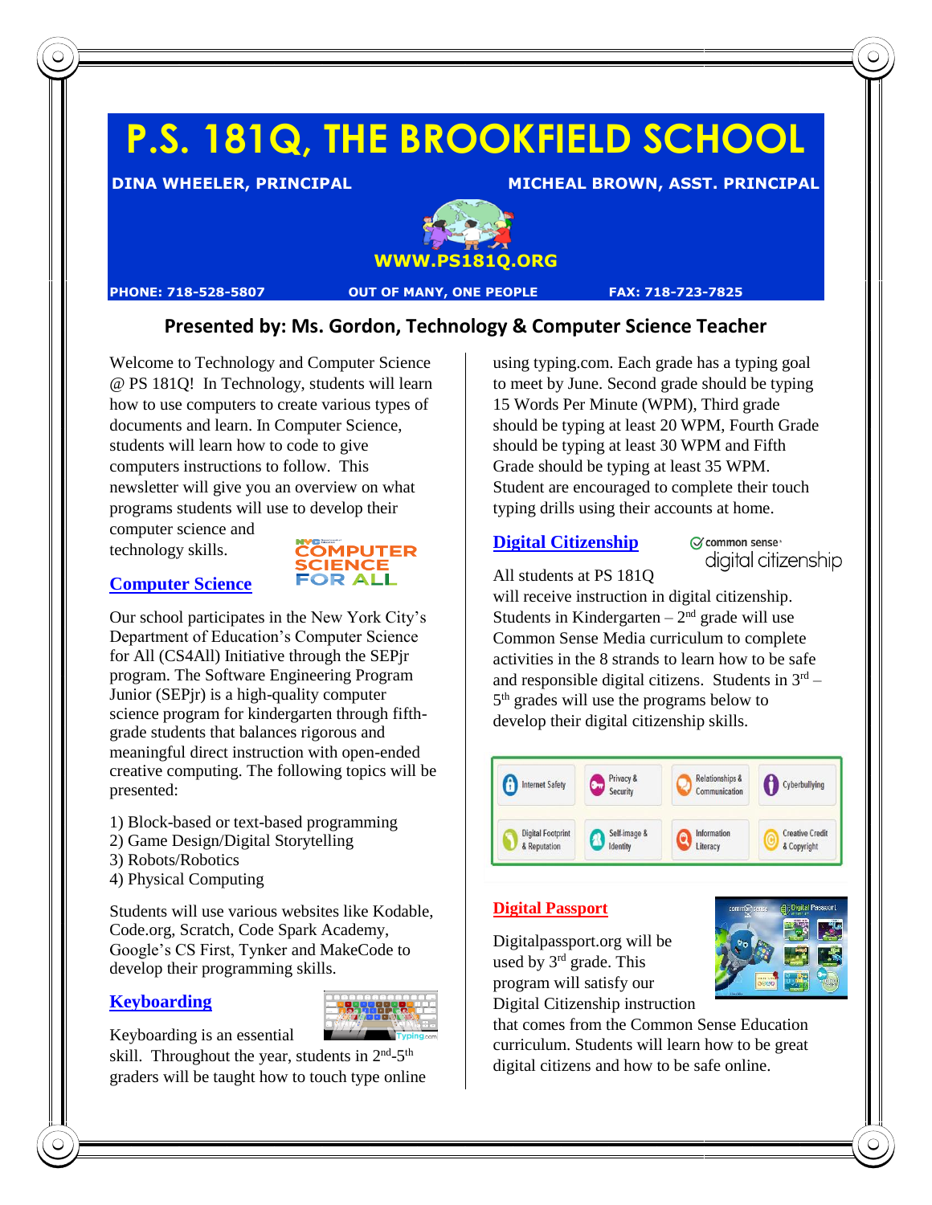# P.S. 181Q, THE BROOKFIELD SCHOOL

**DINA WHEELER, PRINCIPAL** **MICHEAL BROWN, ASST. PRINCIPAL**

**WWW.PS181Q.ORG**

**PHONE: 718-528-5807** **OUT OF MANY, ONE PEOPLE** **FAX: 718-723-7825**

## Presented by: Ms. Gordon, Technology & Computer Science Teacher

Welcome to Technology and Computer Science @ PS 181Q! In Technology, students will learn how to use computers to create various types of documents and learn. In Computer Science, students will learn how to code to give computers instructions to follow. This newsletter will give you an overview on what programs students will use to develop their computer science and technology skills.

### Computer Science

Our school participates in the New York City's Department of Education's Computer Science for All (CS4All) Initiative through the SEPjr program. The Software Engineering Program Junior (SEPjr) is a high-quality computer science program for kindergarten through fifth-grade students that balances rigorous and meaningful direct instruction with open-ended creative computing. The following topics will be presented:

1) Block-based or text-based programming
2) Game Design/Digital Storytelling
3) Robots/Robotics
4) Physical Computing

Students will use various websites like Kodable, Code.org, Scratch, Code Spark Academy, Google's CS First, Tynker and MakeCode to develop their programming skills.

### Keyboarding

Keyboarding is an essential skill. Throughout the year, students in 2nd-5th graders will be taught how to touch type online using typing.com. Each grade has a typing goal to meet by June. Second grade should be typing 15 Words Per Minute (WPM), Third grade should be typing at least 20 WPM, Fourth Grade should be typing at least 30 WPM and Fifth Grade should be typing at least 35 WPM. Student are encouraged to complete their touch typing drills using their accounts at home.

### Digital Citizenship

All students at PS 181Q will receive instruction in digital citizenship. Students in Kindergarten – 2nd grade will use Common Sense Media curriculum to complete activities in the 8 strands to learn how to be safe and responsible digital citizens. Students in 3rd – 5th grades will use the programs below to develop their digital citizenship skills.

| Internet Safety | Privacy & Security | Relationships & Communication | Cyberbullying |
|---|---|---|---|
| Digital Footprint & Reputation | Self-image & Identity | Information Literacy | Creative Credit & Copyright |

### Digital Passport

Digitalpassport.org will be used by 3rd grade. This program will satisfy our Digital Citizenship instruction that comes from the Common Sense Education curriculum. Students will learn how to be great digital citizens and how to be safe online.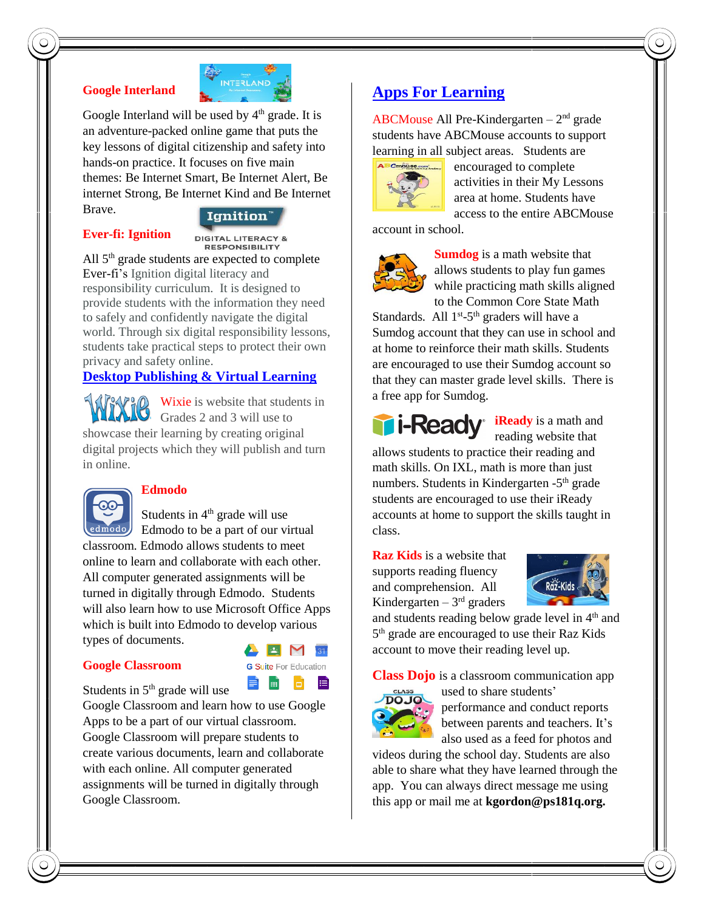**Google Interland**

Google Interland will be used by 4th grade. It is an adventure-packed online game that puts the key lessons of digital citizenship and safety into hands-on practice. It focuses on five main themes: Be Internet Smart, Be Internet Alert, Be internet Strong, Be Internet Kind and Be Internet Brave.

**Ever-fi: Ignition**

All 5th grade students are expected to complete Ever-fi's Ignition digital literacy and responsibility curriculum. It is designed to provide students with the information they need to safely and confidently navigate the digital world. Through six digital responsibility lessons, students take practical steps to protect their own privacy and safety online.

## Desktop Publishing & Virtual Learning

Wixie is website that students in Grades 2 and 3 will use to showcase their learning by creating original digital projects which they will publish and turn in online.

**Edmodo**

Students in 4th grade will use Edmodo to be a part of our virtual classroom. Edmodo allows students to meet online to learn and collaborate with each other. All computer generated assignments will be turned in digitally through Edmodo. Students will also learn how to use Microsoft Office Apps which is built into Edmodo to develop various types of documents.

**Google Classroom**

Students in 5th grade will use Google Classroom and learn how to use Google Apps to be a part of our virtual classroom. Google Classroom will prepare students to create various documents, learn and collaborate with each online. All computer generated assignments will be turned in digitally through Google Classroom.

## Apps For Learning

ABCMouse All Pre-Kindergarten – 2nd grade students have ABCMouse accounts to support learning in all subject areas. Students are encouraged to complete activities in their My Lessons area at home. Students have access to the entire ABCMouse account in school.

**Sumdog** is a math website that allows students to play fun games while practicing math skills aligned to the Common Core State Math Standards. All 1st-5th graders will have a Sumdog account that they can use in school and at home to reinforce their math skills. Students are encouraged to use their Sumdog account so that they can master grade level skills. There is a free app for Sumdog.

**iReady** is a math and reading website that allows students to practice their reading and math skills. On IXL, math is more than just numbers. Students in Kindergarten -5th grade students are encouraged to use their iReady accounts at home to support the skills taught in class.

**Raz Kids** is a website that supports reading fluency and comprehension. All Kindergarten – 3rd graders and students reading below grade level in 4th and 5th grade are encouraged to use their Raz Kids account to move their reading level up.

**Class Dojo** is a classroom communication app used to share students' performance and conduct reports between parents and teachers. It's also used as a feed for photos and videos during the school day. Students are also able to share what they have learned through the app. You can always direct message me using this app or mail me at **kgordon@ps181q.org.**